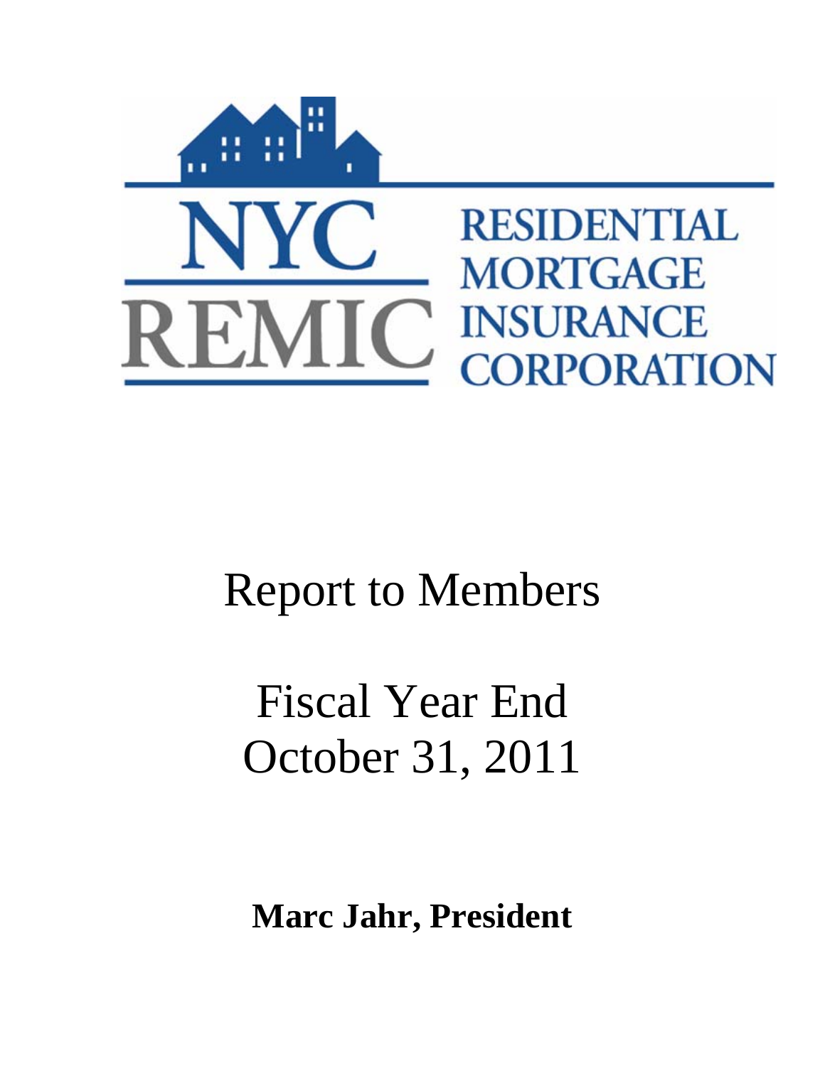NYC REMIC

RESIDENTIAL MORTGAGE INSURANCE CORPORATION

# Report to Members

# Fiscal Year End October 31, 2011

**Marc Jahr, President**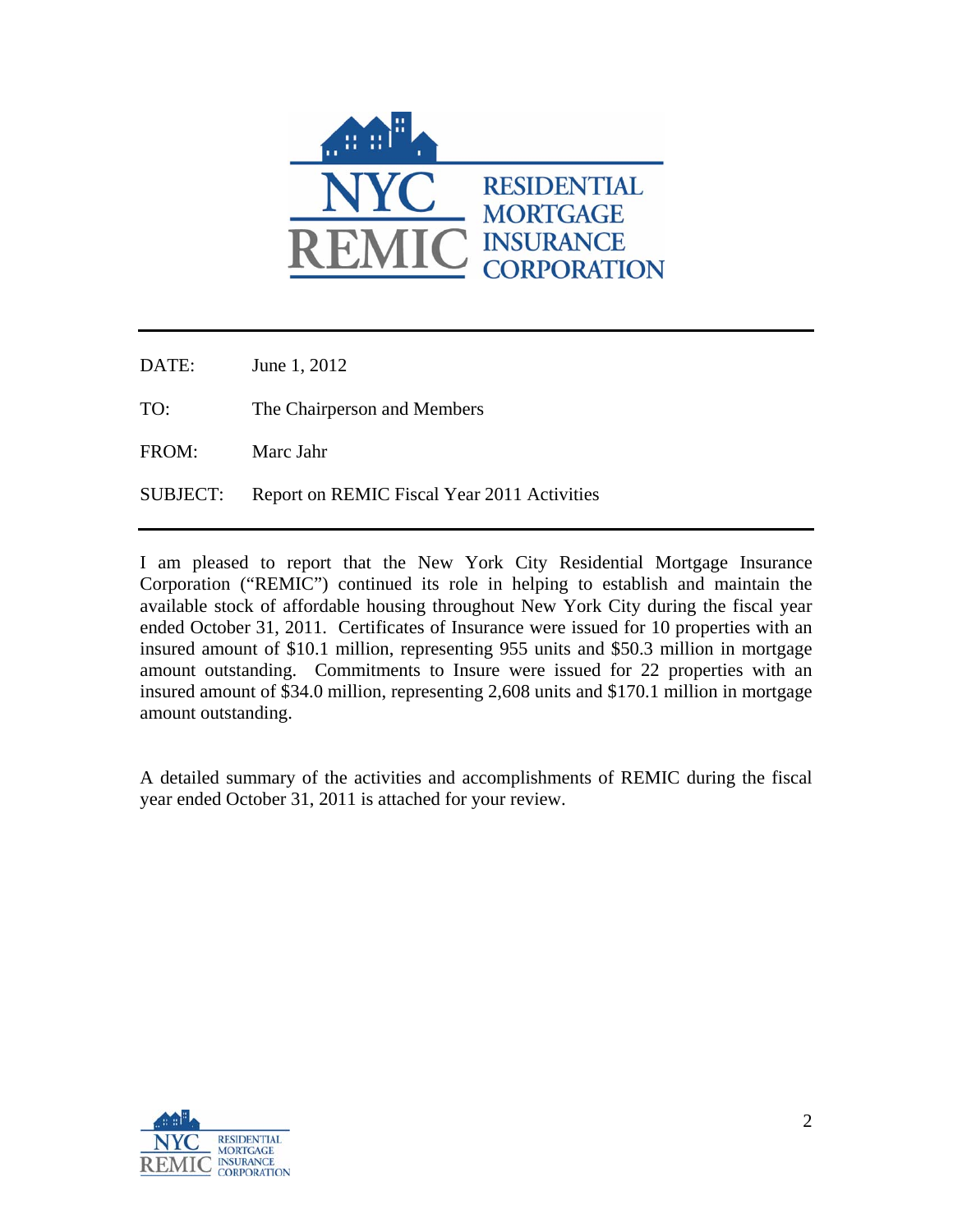NYC REMIC RESIDENTIAL MORTGAGE INSURANCE CORPORATION

---

DATE: June 1, 2012

TO: The Chairperson and Members

FROM: Marc Jahr

SUBJECT: Report on REMIC Fiscal Year 2011 Activities

---

I am pleased to report that the New York City Residential Mortgage Insurance Corporation ("REMIC") continued its role in helping to establish and maintain the available stock of affordable housing throughout New York City during the fiscal year ended October 31, 2011. Certificates of Insurance were issued for 10 properties with an insured amount of $10.1 million, representing 955 units and $50.3 million in mortgage amount outstanding. Commitments to Insure were issued for 22 properties with an insured amount of $34.0 million, representing 2,608 units and $170.1 million in mortgage amount outstanding.

A detailed summary of the activities and accomplishments of REMIC during the fiscal year ended October 31, 2011 is attached for your review.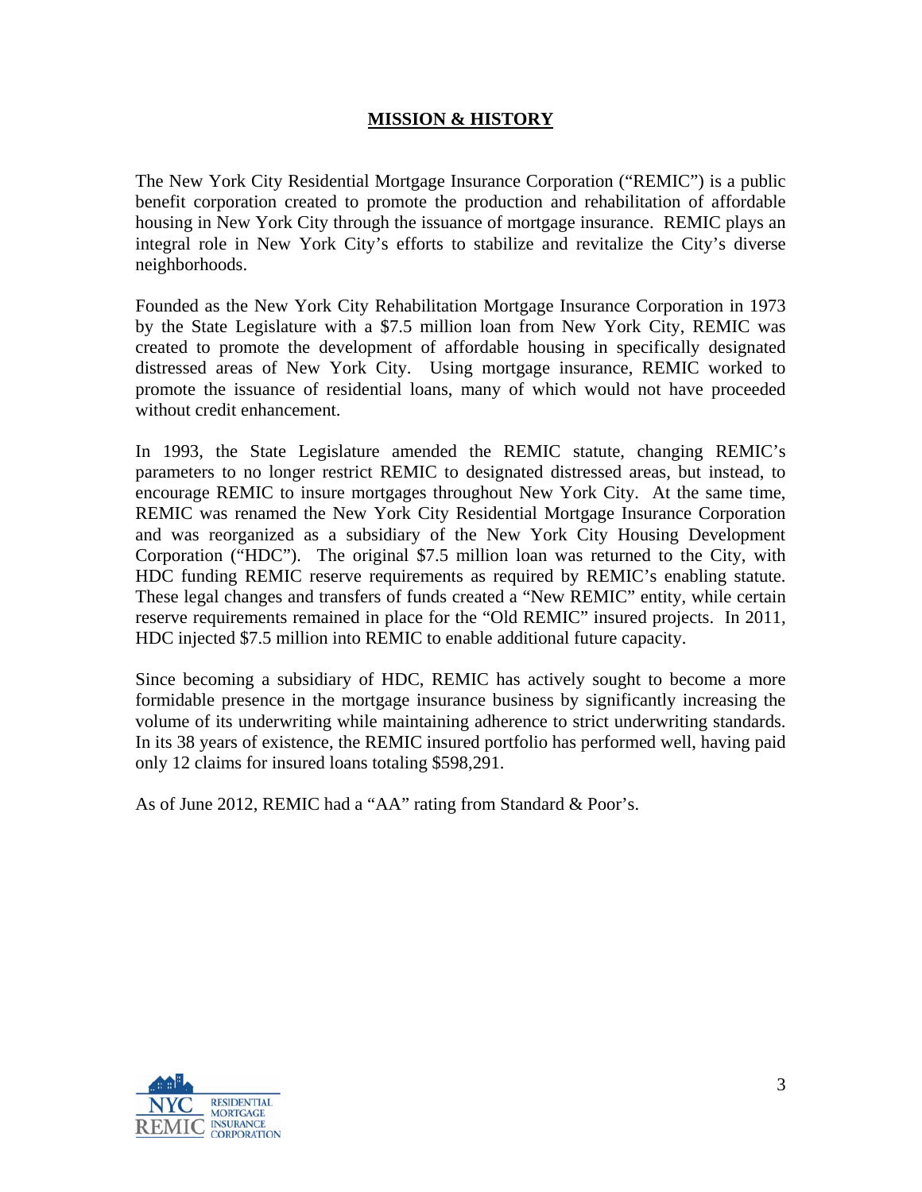## MISSION & HISTORY

The New York City Residential Mortgage Insurance Corporation ("REMIC") is a public benefit corporation created to promote the production and rehabilitation of affordable housing in New York City through the issuance of mortgage insurance. REMIC plays an integral role in New York City's efforts to stabilize and revitalize the City's diverse neighborhoods.

Founded as the New York City Rehabilitation Mortgage Insurance Corporation in 1973 by the State Legislature with a $7.5 million loan from New York City, REMIC was created to promote the development of affordable housing in specifically designated distressed areas of New York City. Using mortgage insurance, REMIC worked to promote the issuance of residential loans, many of which would not have proceeded without credit enhancement.

In 1993, the State Legislature amended the REMIC statute, changing REMIC's parameters to no longer restrict REMIC to designated distressed areas, but instead, to encourage REMIC to insure mortgages throughout New York City. At the same time, REMIC was renamed the New York City Residential Mortgage Insurance Corporation and was reorganized as a subsidiary of the New York City Housing Development Corporation ("HDC"). The original $7.5 million loan was returned to the City, with HDC funding REMIC reserve requirements as required by REMIC's enabling statute. These legal changes and transfers of funds created a "New REMIC" entity, while certain reserve requirements remained in place for the "Old REMIC" insured projects. In 2011, HDC injected $7.5 million into REMIC to enable additional future capacity.

Since becoming a subsidiary of HDC, REMIC has actively sought to become a more formidable presence in the mortgage insurance business by significantly increasing the volume of its underwriting while maintaining adherence to strict underwriting standards. In its 38 years of existence, the REMIC insured portfolio has performed well, having paid only 12 claims for insured loans totaling $598,291.

As of June 2012, REMIC had a "AA" rating from Standard & Poor's.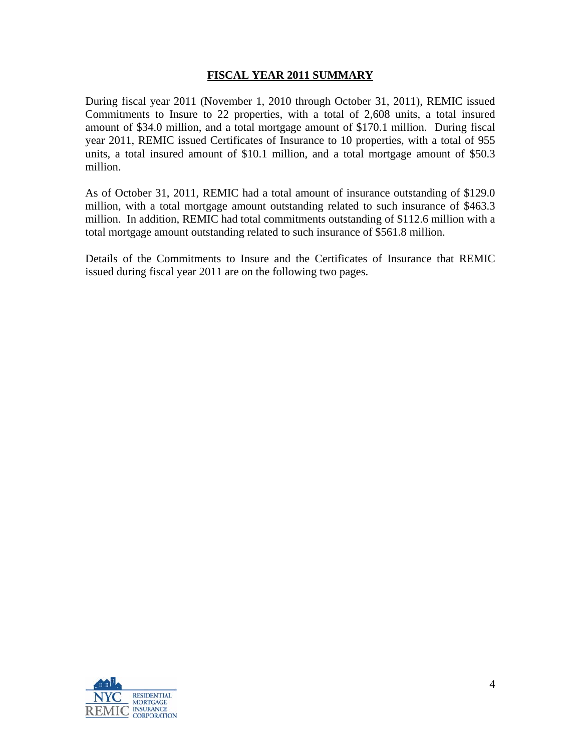## FISCAL YEAR 2011 SUMMARY

During fiscal year 2011 (November 1, 2010 through October 31, 2011), REMIC issued Commitments to Insure to 22 properties, with a total of 2,608 units, a total insured amount of $34.0 million, and a total mortgage amount of $170.1 million. During fiscal year 2011, REMIC issued Certificates of Insurance to 10 properties, with a total of 955 units, a total insured amount of $10.1 million, and a total mortgage amount of $50.3 million.

As of October 31, 2011, REMIC had a total amount of insurance outstanding of $129.0 million, with a total mortgage amount outstanding related to such insurance of $463.3 million. In addition, REMIC had total commitments outstanding of $112.6 million with a total mortgage amount outstanding related to such insurance of $561.8 million.

Details of the Commitments to Insure and the Certificates of Insurance that REMIC issued during fiscal year 2011 are on the following two pages.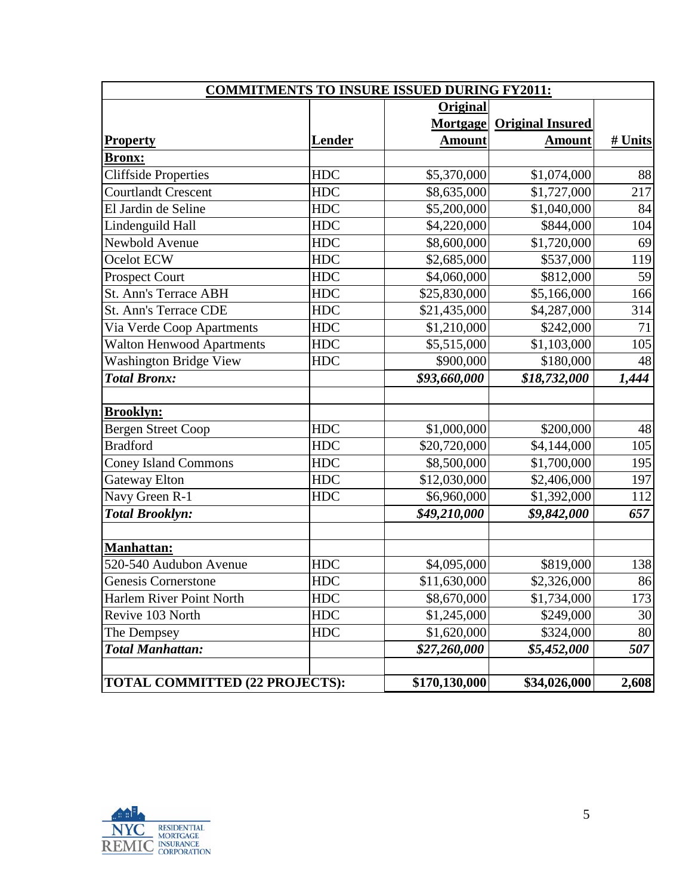| COMMITMENTS TO INSURE ISSUED DURING FY2011: | | | | |
|---|---|---|---|---|
| **Property** | **Lender** | **Original Mortgage Amount** | **Original Insured Amount** | **# Units** |
| **Bronx:** | | | | |
| Cliffside Properties | HDC | $5,370,000 | $1,074,000 | 88 |
| Courtlandt Crescent | HDC | $8,635,000 | $1,727,000 | 217 |
| El Jardin de Seline | HDC | $5,200,000 | $1,040,000 | 84 |
| Lindenguild Hall | HDC | $4,220,000 | $844,000 | 104 |
| Newbold Avenue | HDC | $8,600,000 | $1,720,000 | 69 |
| Ocelot ECW | HDC | $2,685,000 | $537,000 | 119 |
| Prospect Court | HDC | $4,060,000 | $812,000 | 59 |
| St. Ann's Terrace ABH | HDC | $25,830,000 | $5,166,000 | 166 |
| St. Ann's Terrace CDE | HDC | $21,435,000 | $4,287,000 | 314 |
| Via Verde Coop Apartments | HDC | $1,210,000 | $242,000 | 71 |
| Walton Henwood Apartments | HDC | $5,515,000 | $1,103,000 | 105 |
| Washington Bridge View | HDC | $900,000 | $180,000 | 48 |
| ***Total Bronx:*** | | ***$93,660,000*** | ***$18,732,000*** | ***1,444*** |
| | | | | |
| **Brooklyn:** | | | | |
| Bergen Street Coop | HDC | $1,000,000 | $200,000 | 48 |
| Bradford | HDC | $20,720,000 | $4,144,000 | 105 |
| Coney Island Commons | HDC | $8,500,000 | $1,700,000 | 195 |
| Gateway Elton | HDC | $12,030,000 | $2,406,000 | 197 |
| Navy Green R-1 | HDC | $6,960,000 | $1,392,000 | 112 |
| ***Total Brooklyn:*** | | ***$49,210,000*** | ***$9,842,000*** | ***657*** |
| | | | | |
| **Manhattan:** | | | | |
| 520-540 Audubon Avenue | HDC | $4,095,000 | $819,000 | 138 |
| Genesis Cornerstone | HDC | $11,630,000 | $2,326,000 | 86 |
| Harlem River Point North | HDC | $8,670,000 | $1,734,000 | 173 |
| Revive 103 North | HDC | $1,245,000 | $249,000 | 30 |
| The Dempsey | HDC | $1,620,000 | $324,000 | 80 |
| ***Total Manhattan:*** | | ***$27,260,000*** | ***$5,452,000*** | ***507*** |
| | | | | |
| **TOTAL COMMITTED (22 PROJECTS):** | | **$170,130,000** | **$34,026,000** | **2,608** |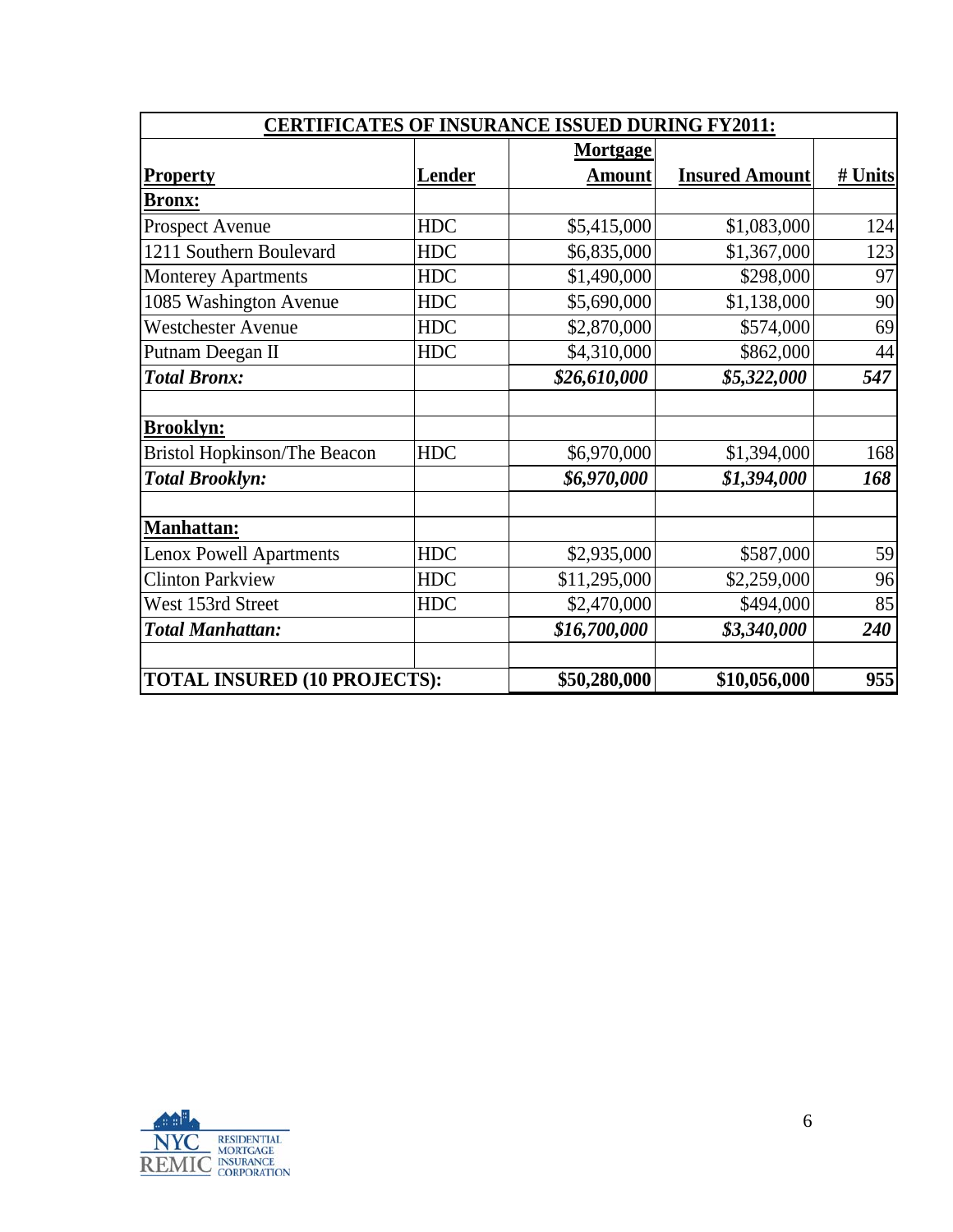## CERTIFICATES OF INSURANCE ISSUED DURING FY2011:

| Property | Lender | Mortgage Amount | Insured Amount | # Units |
|---|---|---|---|---|
| **Bronx:** | | | | |
| Prospect Avenue | HDC | $5,415,000 | $1,083,000 | 124 |
| 1211 Southern Boulevard | HDC | $6,835,000 | $1,367,000 | 123 |
| Monterey Apartments | HDC | $1,490,000 | $298,000 | 97 |
| 1085 Washington Avenue | HDC | $5,690,000 | $1,138,000 | 90 |
| Westchester Avenue | HDC | $2,870,000 | $574,000 | 69 |
| Putnam Deegan II | HDC | $4,310,000 | $862,000 | 44 |
| ***Total Bronx:*** | | ***$26,610,000*** | ***$5,322,000*** | ***547*** |
| | | | | |
| **Brooklyn:** | | | | |
| Bristol Hopkinson/The Beacon | HDC | $6,970,000 | $1,394,000 | 168 |
| ***Total Brooklyn:*** | | ***$6,970,000*** | ***$1,394,000*** | ***168*** |
| | | | | |
| **Manhattan:** | | | | |
| Lenox Powell Apartments | HDC | $2,935,000 | $587,000 | 59 |
| Clinton Parkview | HDC | $11,295,000 | $2,259,000 | 96 |
| West 153rd Street | HDC | $2,470,000 | $494,000 | 85 |
| ***Total Manhattan:*** | | ***$16,700,000*** | ***$3,340,000*** | ***240*** |
| | | | | |
| **TOTAL INSURED (10 PROJECTS):** | | **$50,280,000** | **$10,056,000** | **955** |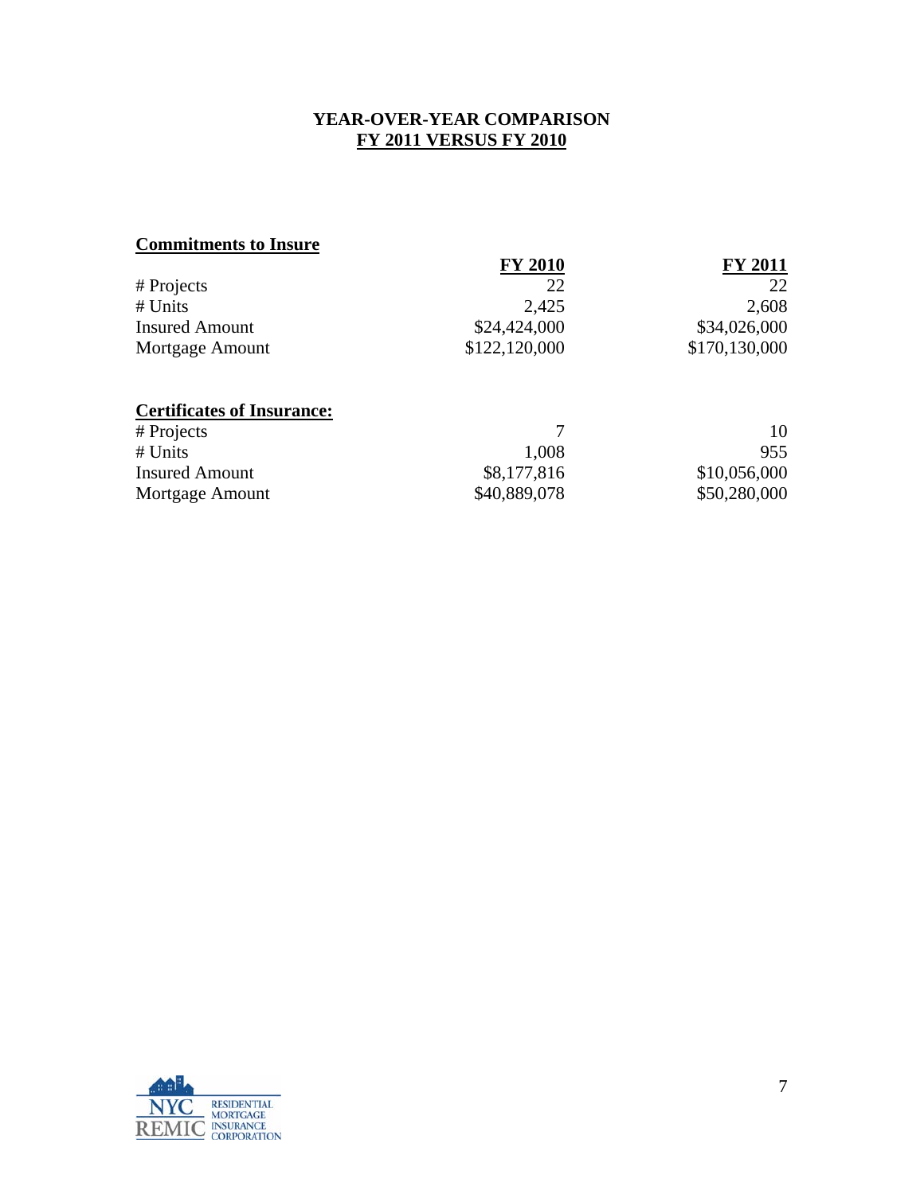# YEAR-OVER-YEAR COMPARISON
## FY 2011 VERSUS FY 2010

**Commitments to Insure**

| | FY 2010 | FY 2011 |
|---|---|---|
| # Projects | 22 | 22 |
| # Units | 2,425 | 2,608 |
| Insured Amount | $24,424,000 | $34,026,000 |
| Mortgage Amount | $122,120,000 | $170,130,000 |

**Certificates of Insurance:**

| | FY 2010 | FY 2011 |
|---|---|---|
| # Projects | 7 | 10 |
| # Units | 1,008 | 955 |
| Insured Amount | $8,177,816 | $10,056,000 |
| Mortgage Amount | $40,889,078 | $50,280,000 |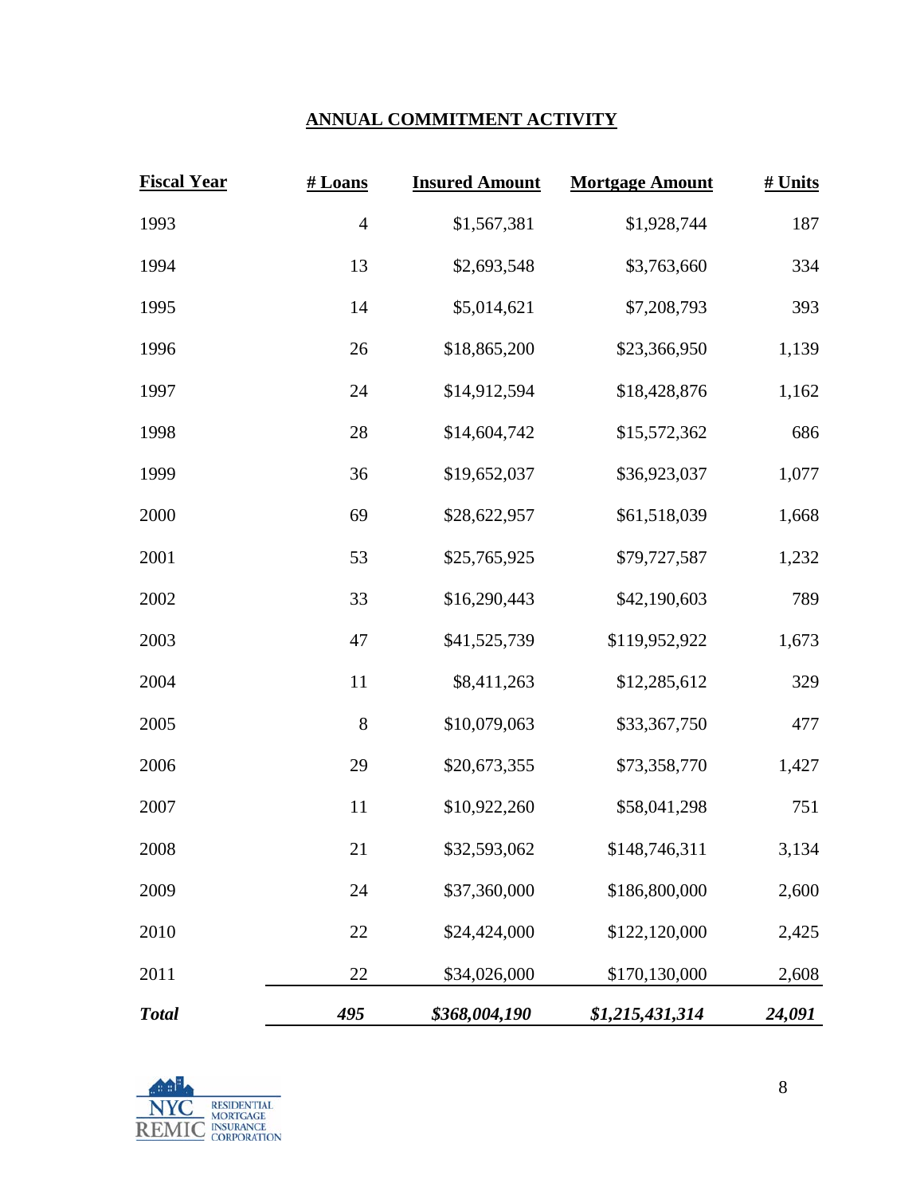## ANNUAL COMMITMENT ACTIVITY

| Fiscal Year | # Loans | Insured Amount | Mortgage Amount | # Units |
|---|---|---|---|---|
| 1993 | 4 | $1,567,381 | $1,928,744 | 187 |
| 1994 | 13 | $2,693,548 | $3,763,660 | 334 |
| 1995 | 14 | $5,014,621 | $7,208,793 | 393 |
| 1996 | 26 | $18,865,200 | $23,366,950 | 1,139 |
| 1997 | 24 | $14,912,594 | $18,428,876 | 1,162 |
| 1998 | 28 | $14,604,742 | $15,572,362 | 686 |
| 1999 | 36 | $19,652,037 | $36,923,037 | 1,077 |
| 2000 | 69 | $28,622,957 | $61,518,039 | 1,668 |
| 2001 | 53 | $25,765,925 | $79,727,587 | 1,232 |
| 2002 | 33 | $16,290,443 | $42,190,603 | 789 |
| 2003 | 47 | $41,525,739 | $119,952,922 | 1,673 |
| 2004 | 11 | $8,411,263 | $12,285,612 | 329 |
| 2005 | 8 | $10,079,063 | $33,367,750 | 477 |
| 2006 | 29 | $20,673,355 | $73,358,770 | 1,427 |
| 2007 | 11 | $10,922,260 | $58,041,298 | 751 |
| 2008 | 21 | $32,593,062 | $148,746,311 | 3,134 |
| 2009 | 24 | $37,360,000 | $186,800,000 | 2,600 |
| 2010 | 22 | $24,424,000 | $122,120,000 | 2,425 |
| 2011 | 22 | $34,026,000 | $170,130,000 | 2,608 |
| ***Total*** | ***495*** | ***$368,004,190*** | ***$1,215,431,314*** | ***24,091*** |

NYC REMIC RESIDENTIAL MORTGAGE INSURANCE CORPORATION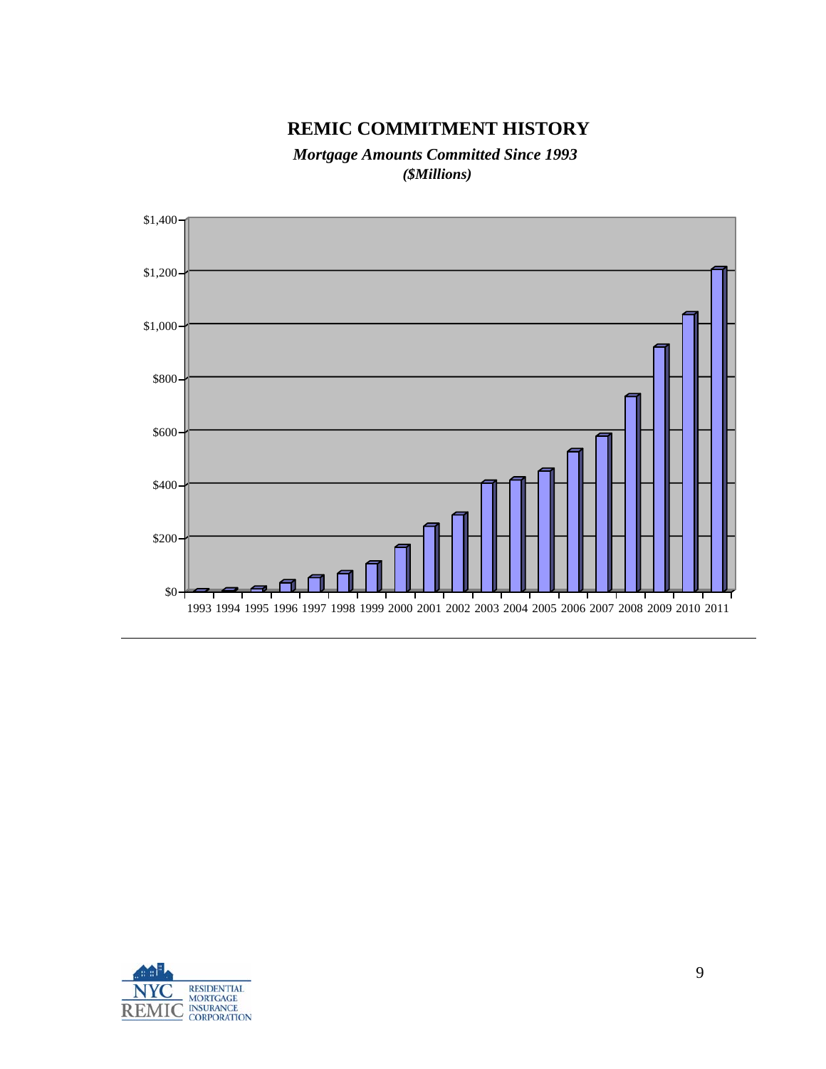# REMIC COMMITMENT HISTORY

***Mortgage Amounts Committed Since 1993***
***($Millions)***

| Year | Mortgage Amounts Committed ($Millions, approx.) |
|---|---|
| 1993 | $0 |
| 1994 | $2 |
| 1995 | $10 |
| 1996 | $35 |
| 1997 | $55 |
| 1998 | $70 |
| 1999 | $105 |
| 2000 | $165 |
| 2001 | $245 |
| 2002 | $285 |
| 2003 | $405 |
| 2004 | $420 |
| 2005 | $455 |
| 2006 | $525 |
| 2007 | $585 |
| 2008 | $735 |
| 2009 | $920 |
| 2010 | $1,045 |
| 2011 | $1,210 |

*Note: Values are approximate readings from a bar chart; exact figures are not labeled on the page. Y-axis scale: $0 to $1,400 in $200 increments.*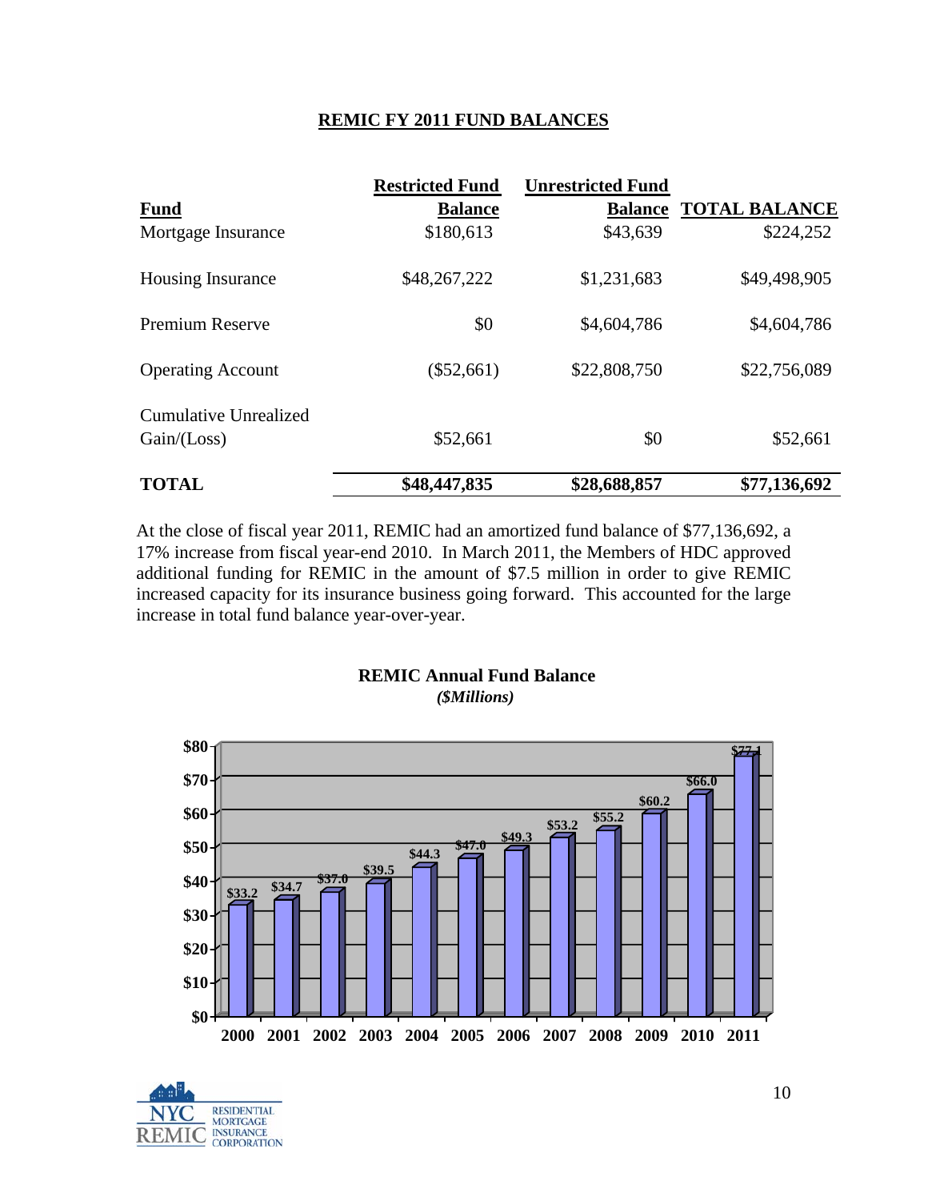## REMIC FY 2011 FUND BALANCES

| Fund | Restricted Fund Balance | Unrestricted Fund Balance | TOTAL BALANCE |
|---|---|---|---|
| Mortgage Insurance | $180,613 | $43,639 | $224,252 |
| Housing Insurance | $48,267,222 | $1,231,683 | $49,498,905 |
| Premium Reserve | $0 | $4,604,786 | $4,604,786 |
| Operating Account | ($52,661) | $22,808,750 | $22,756,089 |
| Cumulative Unrealized Gain/(Loss) | $52,661 | $0 | $52,661 |
| **TOTAL** | **$48,447,835** | **$28,688,857** | **$77,136,692** |

At the close of fiscal year 2011, REMIC had an amortized fund balance of $77,136,692, a 17% increase from fiscal year-end 2010. In March 2011, the Members of HDC approved additional funding for REMIC in the amount of $7.5 million in order to give REMIC increased capacity for its insurance business going forward. This accounted for the large increase in total fund balance year-over-year.

**REMIC Annual Fund Balance**
***($Millions)***

| Year | Fund Balance ($Millions) |
|---|---|
| 2000 | $33.2 |
| 2001 | $34.7 |
| 2002 | $37.0 |
| 2003 | $39.5 |
| 2004 | $44.3 |
| 2005 | $47.0 |
| 2006 | $49.3 |
| 2007 | $53.2 |
| 2008 | $55.2 |
| 2009 | $60.2 |
| 2010 | $66.0 |
| 2011 | $77.1 |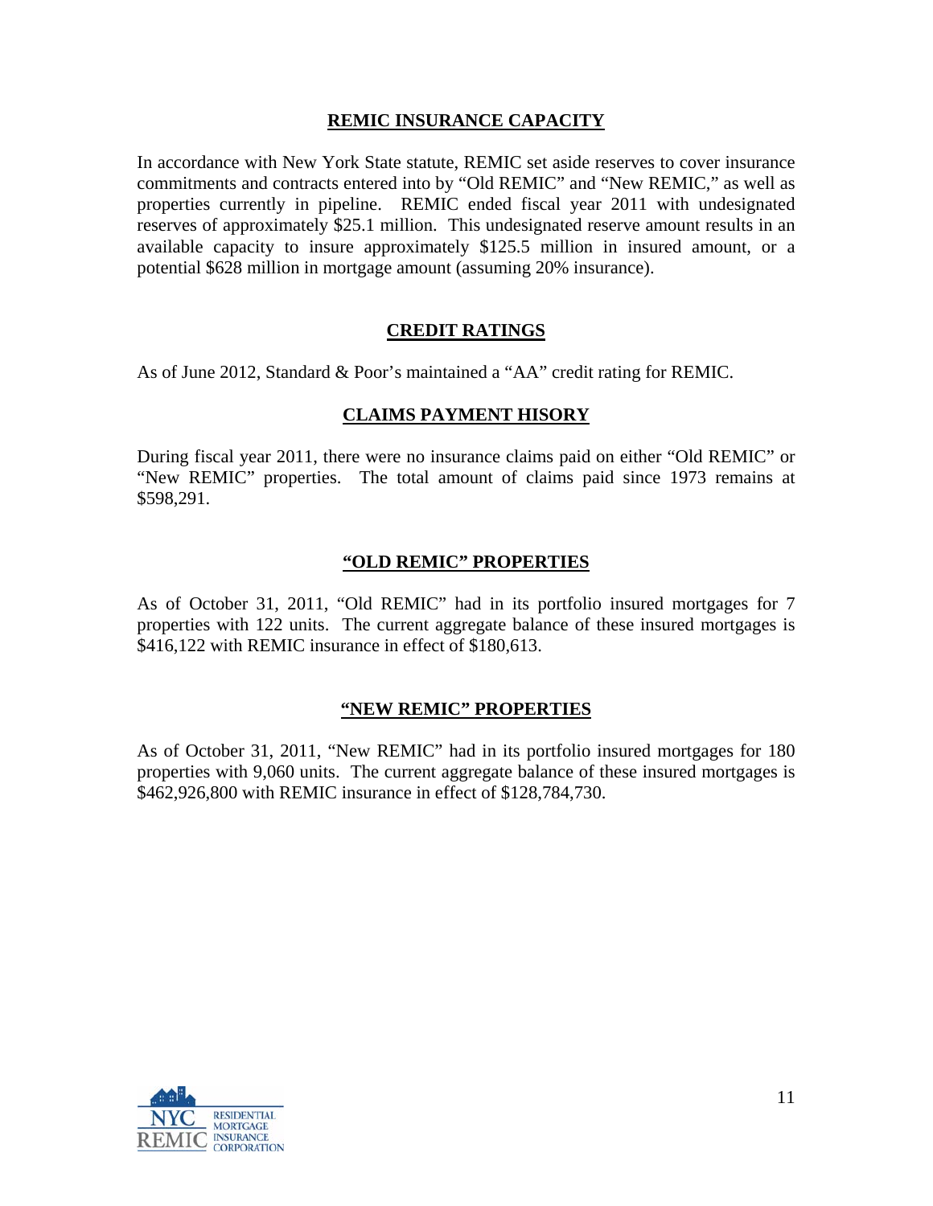## REMIC INSURANCE CAPACITY

In accordance with New York State statute, REMIC set aside reserves to cover insurance commitments and contracts entered into by "Old REMIC" and "New REMIC," as well as properties currently in pipeline. REMIC ended fiscal year 2011 with undesignated reserves of approximately $25.1 million. This undesignated reserve amount results in an available capacity to insure approximately $125.5 million in insured amount, or a potential $628 million in mortgage amount (assuming 20% insurance).

## CREDIT RATINGS

As of June 2012, Standard & Poor's maintained a "AA" credit rating for REMIC.

## CLAIMS PAYMENT HISORY

During fiscal year 2011, there were no insurance claims paid on either "Old REMIC" or "New REMIC" properties. The total amount of claims paid since 1973 remains at $598,291.

## "OLD REMIC" PROPERTIES

As of October 31, 2011, "Old REMIC" had in its portfolio insured mortgages for 7 properties with 122 units. The current aggregate balance of these insured mortgages is $416,122 with REMIC insurance in effect of $180,613.

## "NEW REMIC" PROPERTIES

As of October 31, 2011, "New REMIC" had in its portfolio insured mortgages for 180 properties with 9,060 units. The current aggregate balance of these insured mortgages is $462,926,800 with REMIC insurance in effect of $128,784,730.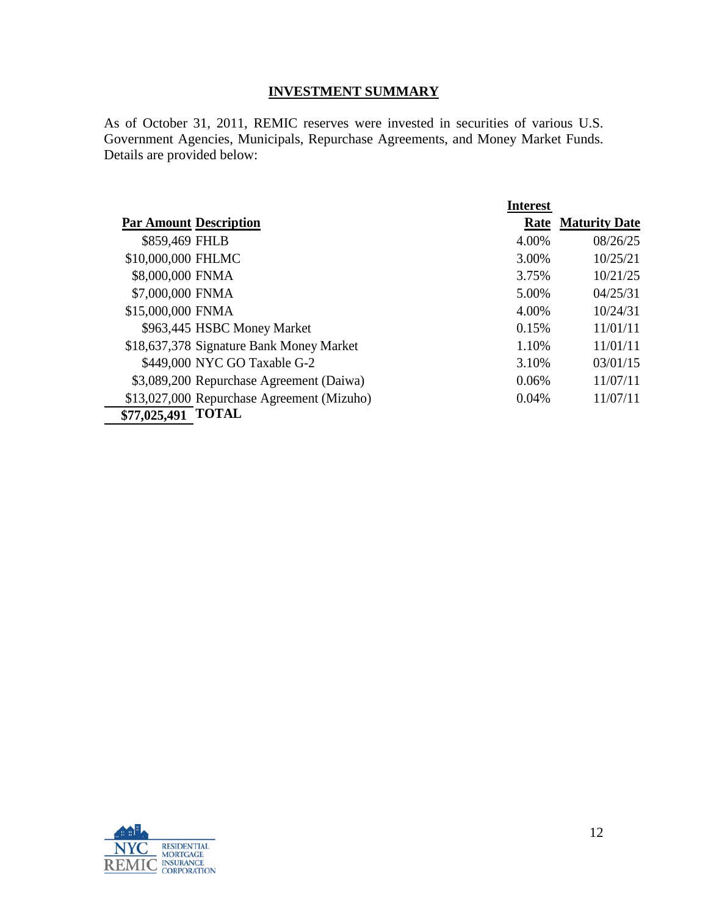## INVESTMENT SUMMARY

As of October 31, 2011, REMIC reserves were invested in securities of various U.S. Government Agencies, Municipals, Repurchase Agreements, and Money Market Funds. Details are provided below:

| Par Amount | Description | Interest Rate | Maturity Date |
|---|---|---|---|
| $859,469 | FHLB | 4.00% | 08/26/25 |
| $10,000,000 | FHLMC | 3.00% | 10/25/21 |
| $8,000,000 | FNMA | 3.75% | 10/21/25 |
| $7,000,000 | FNMA | 5.00% | 04/25/31 |
| $15,000,000 | FNMA | 4.00% | 10/24/31 |
| $963,445 | HSBC Money Market | 0.15% | 11/01/11 |
| $18,637,378 | Signature Bank Money Market | 1.10% | 11/01/11 |
| $449,000 | NYC GO Taxable G-2 | 3.10% | 03/01/15 |
| $3,089,200 | Repurchase Agreement (Daiwa) | 0.06% | 11/07/11 |
| $13,027,000 | Repurchase Agreement (Mizuho) | 0.04% | 11/07/11 |
| **$77,025,491** | **TOTAL** | | |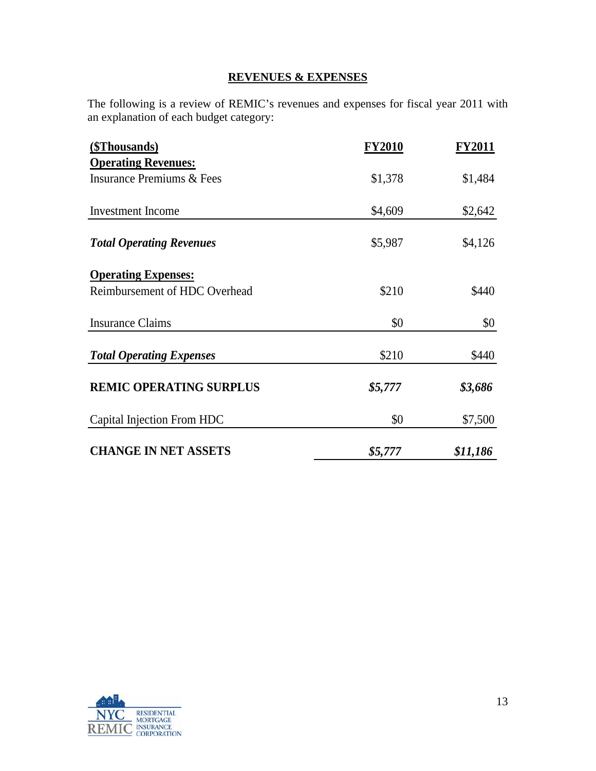## REVENUES & EXPENSES

The following is a review of REMIC's revenues and expenses for fiscal year 2011 with an explanation of each budget category:

| ($Thousands) | FY2010 | FY2011 |
|---|---|---|
| **Operating Revenues:** | | |
| Insurance Premiums & Fees | $1,378 | $1,484 |
| Investment Income | $4,609 | $2,642 |
| ***Total Operating Revenues*** | $5,987 | $4,126 |
| **Operating Expenses:** | | |
| Reimbursement of HDC Overhead | $210 | $440 |
| Insurance Claims | $0 | $0 |
| ***Total Operating Expenses*** | $210 | $440 |
| **REMIC OPERATING SURPLUS** | ***$5,777*** | ***$3,686*** |
| Capital Injection From HDC | $0 | $7,500 |
| **CHANGE IN NET ASSETS** | ***$5,777*** | ***$11,186*** |

NYC REMIC RESIDENTIAL MORTGAGE INSURANCE CORPORATION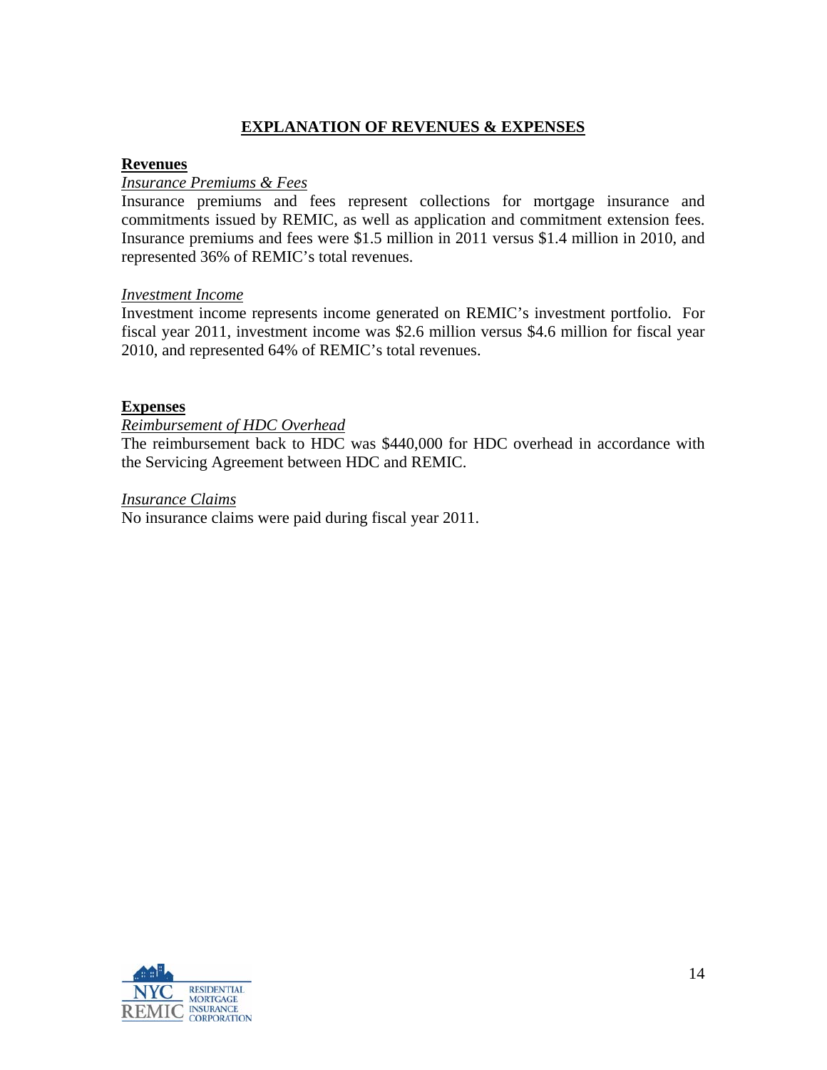# EXPLANATION OF REVENUES & EXPENSES

## Revenues

*Insurance Premiums & Fees*

Insurance premiums and fees represent collections for mortgage insurance and commitments issued by REMIC, as well as application and commitment extension fees. Insurance premiums and fees were $1.5 million in 2011 versus $1.4 million in 2010, and represented 36% of REMIC's total revenues.

*Investment Income*

Investment income represents income generated on REMIC's investment portfolio. For fiscal year 2011, investment income was $2.6 million versus $4.6 million for fiscal year 2010, and represented 64% of REMIC's total revenues.

## Expenses

*Reimbursement of HDC Overhead*

The reimbursement back to HDC was $440,000 for HDC overhead in accordance with the Servicing Agreement between HDC and REMIC.

*Insurance Claims*

No insurance claims were paid during fiscal year 2011.